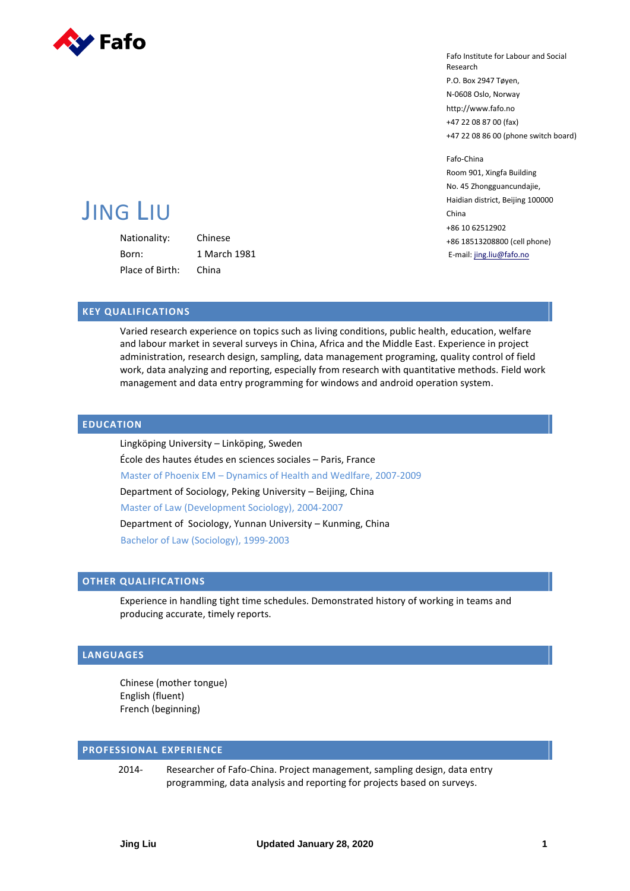Fafo Institute for Labour and Social Research
P.O. Box 2947 Tøyen,
N-0608 Oslo, Norway
http://www.fafo.no
+47 22 08 87 00 (fax)
+47 22 08 86 00 (phone switch board)

Fafo-China
Room 901, Xingfa Building
No. 45 Zhongguancundajie,
Haidian district, Beijing 100000
China
+86 10 62512902
+86 18513208800 (cell phone)
E-mail: jing.liu@fafo.no

# JING LIU

| | |
|---|---|
| Nationality: | Chinese |
| Born: | 1 March 1981 |
| Place of Birth: | China |

## KEY QUALIFICATIONS

Varied research experience on topics such as living conditions, public health, education, welfare and labour market in several surveys in China, Africa and the Middle East. Experience in project administration, research design, sampling, data management programing, quality control of field work, data analyzing and reporting, especially from research with quantitative methods. Field work management and data entry programming for windows and android operation system.

## EDUCATION

Lingköping University – Linköping, Sweden
École des hautes études en sciences sociales – Paris, France
Master of Phoenix EM – Dynamics of Health and Wedlfare, 2007-2009

Department of Sociology, Peking University – Beijing, China
Master of Law (Development Sociology), 2004-2007

Department of Sociology, Yunnan University – Kunming, China
Bachelor of Law (Sociology), 1999-2003

## OTHER QUALIFICATIONS

Experience in handling tight time schedules. Demonstrated history of working in teams and producing accurate, timely reports.

## LANGUAGES

Chinese (mother tongue)
English (fluent)
French (beginning)

## PROFESSIONAL EXPERIENCE

2014- Researcher of Fafo-China. Project management, sampling design, data entry programming, data analysis and reporting for projects based on surveys.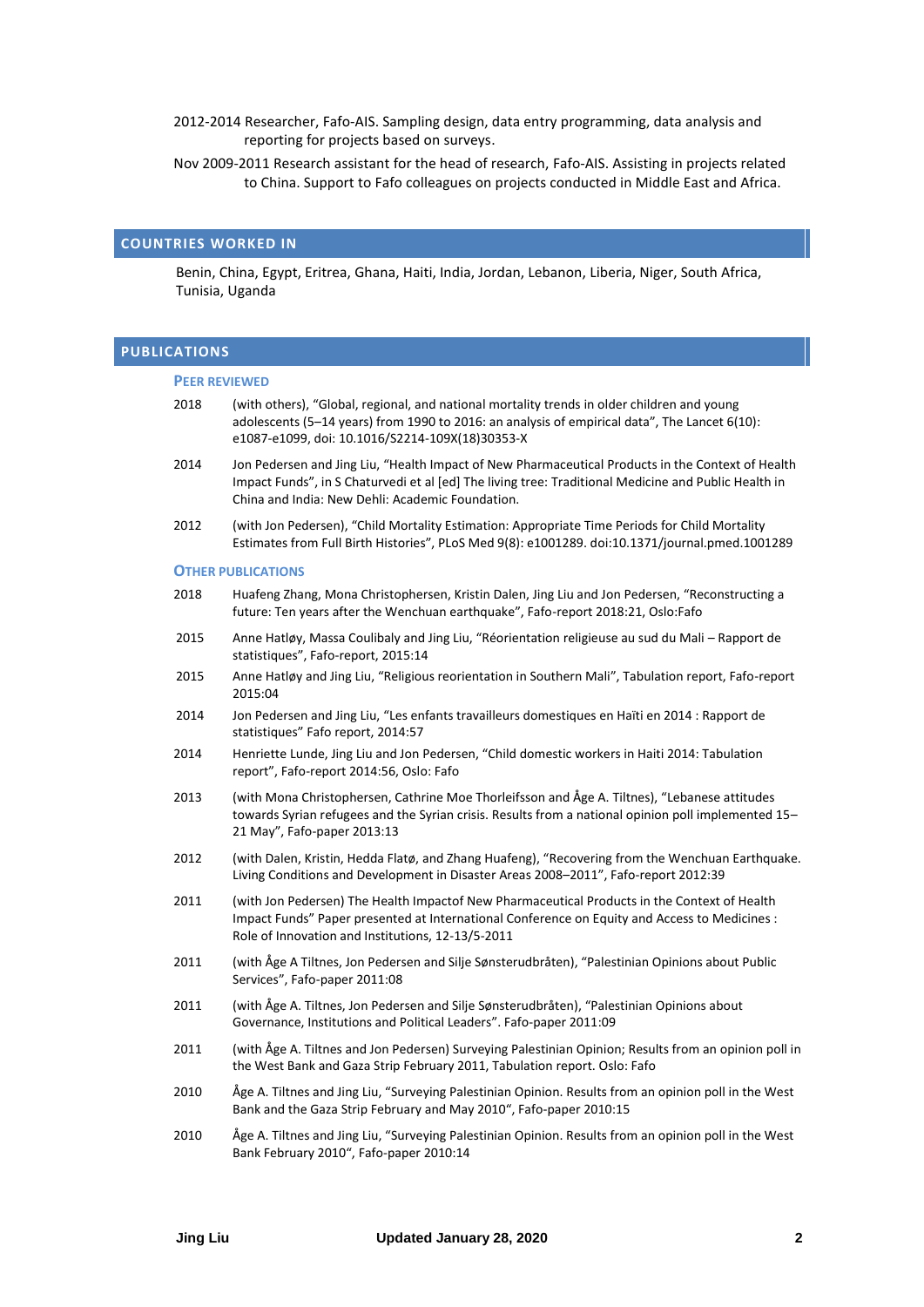2012-2014 Researcher, Fafo-AIS. Sampling design, data entry programming, data analysis and reporting for projects based on surveys.

Nov 2009-2011 Research assistant for the head of research, Fafo-AIS. Assisting in projects related to China. Support to Fafo colleagues on projects conducted in Middle East and Africa.

## COUNTRIES WORKED IN

Benin, China, Egypt, Eritrea, Ghana, Haiti, India, Jordan, Lebanon, Liberia, Niger, South Africa, Tunisia, Uganda

## PUBLICATIONS

### PEER REVIEWED

2018 (with others), "Global, regional, and national mortality trends in older children and young adolescents (5–14 years) from 1990 to 2016: an analysis of empirical data", The Lancet 6(10): e1087-e1099, doi: 10.1016/S2214-109X(18)30353-X

2014 Jon Pedersen and Jing Liu, "Health Impact of New Pharmaceutical Products in the Context of Health Impact Funds", in S Chaturvedi et al [ed] The living tree: Traditional Medicine and Public Health in China and India: New Dehli: Academic Foundation.

2012 (with Jon Pedersen), "Child Mortality Estimation: Appropriate Time Periods for Child Mortality Estimates from Full Birth Histories", PLoS Med 9(8): e1001289. doi:10.1371/journal.pmed.1001289

### OTHER PUBLICATIONS

2018 Huafeng Zhang, Mona Christophersen, Kristin Dalen, Jing Liu and Jon Pedersen, "Reconstructing a future: Ten years after the Wenchuan earthquake", Fafo-report 2018:21, Oslo:Fafo

2015 Anne Hatløy, Massa Coulibaly and Jing Liu, "Réorientation religieuse au sud du Mali – Rapport de statistiques", Fafo-report, 2015:14

2015 Anne Hatløy and Jing Liu, "Religious reorientation in Southern Mali", Tabulation report, Fafo-report 2015:04

2014 Jon Pedersen and Jing Liu, "Les enfants travailleurs domestiques en Haïti en 2014 : Rapport de statistiques" Fafo report, 2014:57

2014 Henriette Lunde, Jing Liu and Jon Pedersen, "Child domestic workers in Haiti 2014: Tabulation report", Fafo-report 2014:56, Oslo: Fafo

2013 (with Mona Christophersen, Cathrine Moe Thorleifsson and Åge A. Tiltnes), "Lebanese attitudes towards Syrian refugees and the Syrian crisis. Results from a national opinion poll implemented 15–21 May", Fafo-paper 2013:13

2012 (with Dalen, Kristin, Hedda Flatø, and Zhang Huafeng), "Recovering from the Wenchuan Earthquake. Living Conditions and Development in Disaster Areas 2008–2011", Fafo-report 2012:39

2011 (with Jon Pedersen) The Health Impactof New Pharmaceutical Products in the Context of Health Impact Funds" Paper presented at International Conference on Equity and Access to Medicines : Role of Innovation and Institutions, 12-13/5-2011

2011 (with Åge A Tiltnes, Jon Pedersen and Silje Sønsterudbråten), "Palestinian Opinions about Public Services", Fafo-paper 2011:08

2011 (with Åge A. Tiltnes, Jon Pedersen and Silje Sønsterudbråten), "Palestinian Opinions about Governance, Institutions and Political Leaders". Fafo-paper 2011:09

2011 (with Åge A. Tiltnes and Jon Pedersen) Surveying Palestinian Opinion; Results from an opinion poll in the West Bank and Gaza Strip February 2011, Tabulation report. Oslo: Fafo

2010 Åge A. Tiltnes and Jing Liu, "Surveying Palestinian Opinion. Results from an opinion poll in the West Bank and the Gaza Strip February and May 2010", Fafo-paper 2010:15

2010 Åge A. Tiltnes and Jing Liu, "Surveying Palestinian Opinion. Results from an opinion poll in the West Bank February 2010", Fafo-paper 2010:14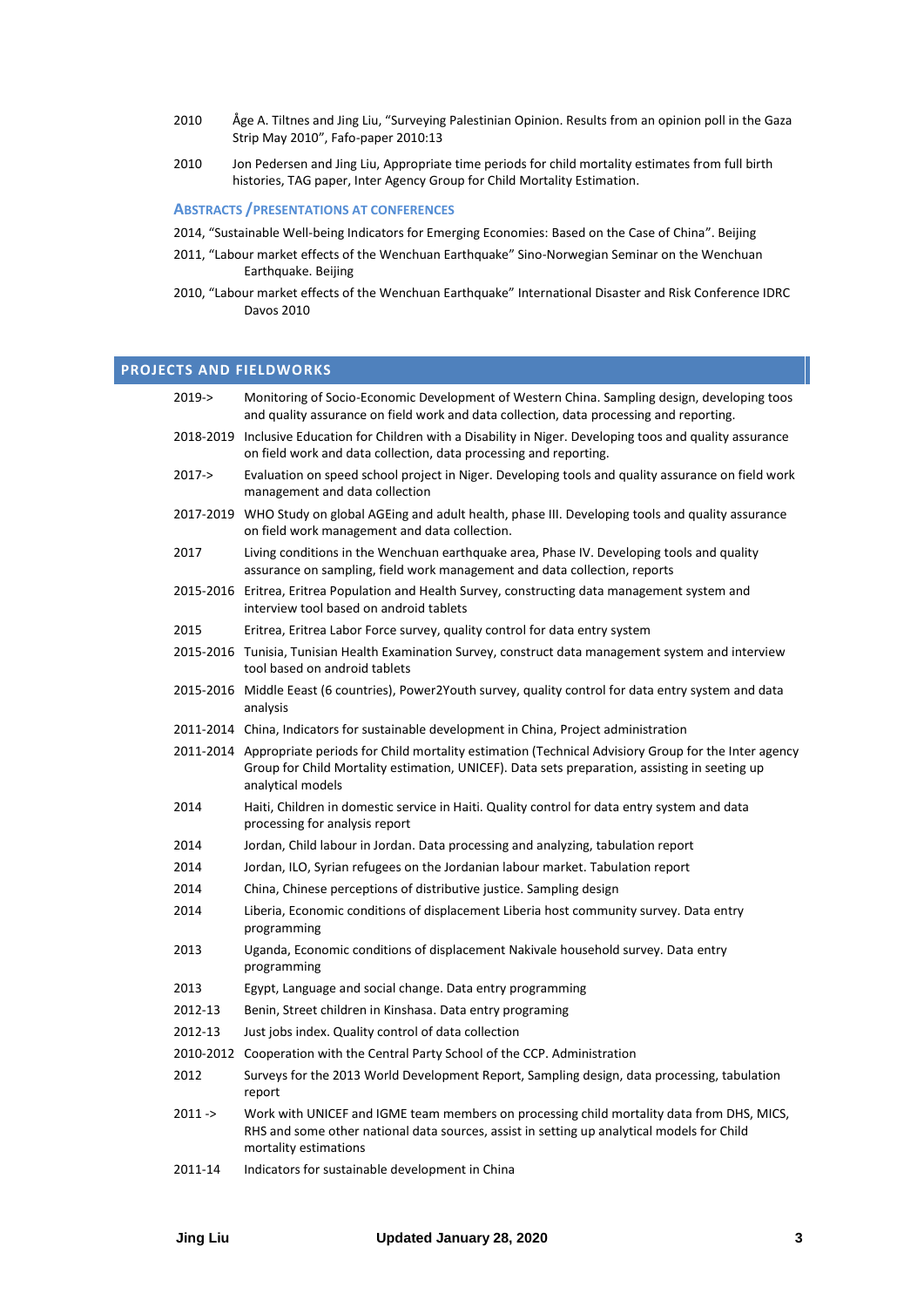2010 Åge A. Tiltnes and Jing Liu, "Surveying Palestinian Opinion. Results from an opinion poll in the Gaza Strip May 2010", Fafo-paper 2010:13

2010 Jon Pedersen and Jing Liu, Appropriate time periods for child mortality estimates from full birth histories, TAG paper, Inter Agency Group for Child Mortality Estimation.

### ABSTRACTS / PRESENTATIONS AT CONFERENCES

2014, "Sustainable Well-being Indicators for Emerging Economies: Based on the Case of China". Beijing

2011, "Labour market effects of the Wenchuan Earthquake" Sino-Norwegian Seminar on the Wenchuan Earthquake. Beijing

2010, "Labour market effects of the Wenchuan Earthquake" International Disaster and Risk Conference IDRC Davos 2010

## PROJECTS AND FIELDWORKS

2019-> Monitoring of Socio-Economic Development of Western China. Sampling design, developing toos and quality assurance on field work and data collection, data processing and reporting.

2018-2019 Inclusive Education for Children with a Disability in Niger. Developing toos and quality assurance on field work and data collection, data processing and reporting.

2017-> Evaluation on speed school project in Niger. Developing tools and quality assurance on field work management and data collection

2017-2019 WHO Study on global AGEing and adult health, phase III. Developing tools and quality assurance on field work management and data collection.

2017 Living conditions in the Wenchuan earthquake area, Phase IV. Developing tools and quality assurance on sampling, field work management and data collection, reports

2015-2016 Eritrea, Eritrea Population and Health Survey, constructing data management system and interview tool based on android tablets

2015 Eritrea, Eritrea Labor Force survey, quality control for data entry system

2015-2016 Tunisia, Tunisian Health Examination Survey, construct data management system and interview tool based on android tablets

2015-2016 Middle Eeast (6 countries), Power2Youth survey, quality control for data entry system and data analysis

2011-2014 China, Indicators for sustainable development in China, Project administration

2011-2014 Appropriate periods for Child mortality estimation (Technical Advisory Group for the Inter agency Group for Child Mortality estimation, UNICEF). Data sets preparation, assisting in seeting up analytical models

2014 Haiti, Children in domestic service in Haiti. Quality control for data entry system and data processing for analysis report

2014 Jordan, Child labour in Jordan. Data processing and analyzing, tabulation report

2014 Jordan, ILO, Syrian refugees on the Jordanian labour market. Tabulation report

2014 China, Chinese perceptions of distributive justice. Sampling design

2014 Liberia, Economic conditions of displacement Liberia host community survey. Data entry programming

2013 Uganda, Economic conditions of displacement Nakivale household survey. Data entry programming

2013 Egypt, Language and social change. Data entry programming

2012-13 Benin, Street children in Kinshasa. Data entry programing

2012-13 Just jobs index. Quality control of data collection

2010-2012 Cooperation with the Central Party School of the CCP. Administration

2012 Surveys for the 2013 World Development Report, Sampling design, data processing, tabulation report

2011 -> Work with UNICEF and IGME team members on processing child mortality data from DHS, MICS, RHS and some other national data sources, assist in setting up analytical models for Child mortality estimations

2011-14 Indicators for sustainable development in China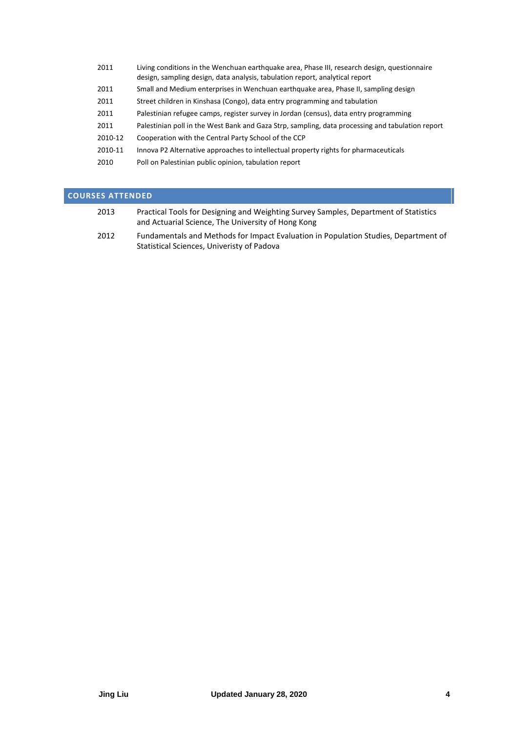| | |
|---|---|
| 2011 | Living conditions in the Wenchuan earthquake area, Phase III, research design, questionnaire design, sampling design, data analysis, tabulation report, analytical report |
| 2011 | Small and Medium enterprises in Wenchuan earthquake area, Phase II, sampling design |
| 2011 | Street children in Kinshasa (Congo), data entry programming and tabulation |
| 2011 | Palestinian refugee camps, register survey in Jordan (census), data entry programming |
| 2011 | Palestinian poll in the West Bank and Gaza Strp, sampling, data processing and tabulation report |
| 2010-12 | Cooperation with the Central Party School of the CCP |
| 2010-11 | Innova P2 Alternative approaches to intellectual property rights for pharmaceuticals |
| 2010 | Poll on Palestinian public opinion, tabulation report |

## COURSES ATTENDED

| | |
|---|---|
| 2013 | Practical Tools for Designing and Weighting Survey Samples, Department of Statistics and Actuarial Science, The University of Hong Kong |
| 2012 | Fundamentals and Methods for Impact Evaluation in Population Studies, Department of Statistical Sciences, Univeristy of Padova |